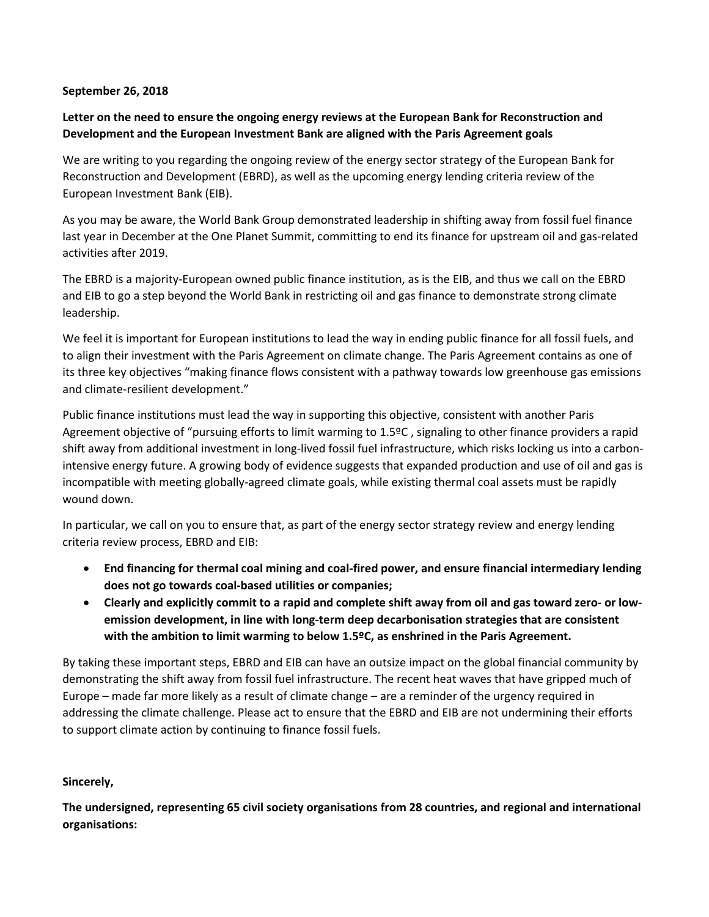**September 26, 2018**

**Letter on the need to ensure the ongoing energy reviews at the European Bank for Reconstruction and Development and the European Investment Bank are aligned with the Paris Agreement goals**

We are writing to you regarding the ongoing review of the energy sector strategy of the European Bank for Reconstruction and Development (EBRD), as well as the upcoming energy lending criteria review of the European Investment Bank (EIB).

As you may be aware, the World Bank Group demonstrated leadership in shifting away from fossil fuel finance last year in December at the One Planet Summit, committing to end its finance for upstream oil and gas-related activities after 2019.

The EBRD is a majority-European owned public finance institution, as is the EIB, and thus we call on the EBRD and EIB to go a step beyond the World Bank in restricting oil and gas finance to demonstrate strong climate leadership.

We feel it is important for European institutions to lead the way in ending public finance for all fossil fuels, and to align their investment with the Paris Agreement on climate change. The Paris Agreement contains as one of its three key objectives "making finance flows consistent with a pathway towards low greenhouse gas emissions and climate-resilient development."

Public finance institutions must lead the way in supporting this objective, consistent with another Paris Agreement objective of "pursuing efforts to limit warming to 1.5ºC , signaling to other finance providers a rapid shift away from additional investment in long-lived fossil fuel infrastructure, which risks locking us into a carbon-intensive energy future. A growing body of evidence suggests that expanded production and use of oil and gas is incompatible with meeting globally-agreed climate goals, while existing thermal coal assets must be rapidly wound down.

In particular, we call on you to ensure that, as part of the energy sector strategy review and energy lending criteria review process, EBRD and EIB:

- **End financing for thermal coal mining and coal-fired power, and ensure financial intermediary lending does not go towards coal-based utilities or companies;**
- **Clearly and explicitly commit to a rapid and complete shift away from oil and gas toward zero- or low-emission development, in line with long-term deep decarbonisation strategies that are consistent with the ambition to limit warming to below 1.5ºC, as enshrined in the Paris Agreement.**

By taking these important steps, EBRD and EIB can have an outsize impact on the global financial community by demonstrating the shift away from fossil fuel infrastructure. The recent heat waves that have gripped much of Europe – made far more likely as a result of climate change – are a reminder of the urgency required in addressing the climate challenge. Please act to ensure that the EBRD and EIB are not undermining their efforts to support climate action by continuing to finance fossil fuels.

**Sincerely,**

**The undersigned, representing 65 civil society organisations from 28 countries, and regional and international organisations:**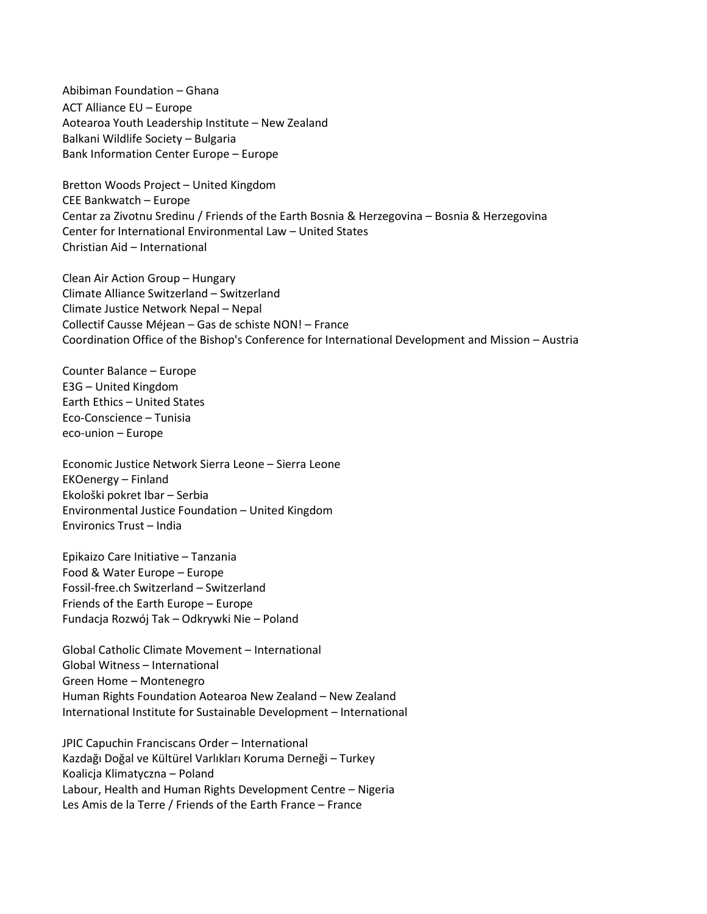Abibiman Foundation – Ghana
ACT Alliance EU – Europe
Aotearoa Youth Leadership Institute – New Zealand
Balkani Wildlife Society – Bulgaria
Bank Information Center Europe – Europe

Bretton Woods Project – United Kingdom
CEE Bankwatch – Europe
Centar za Zivotnu Sredinu / Friends of the Earth Bosnia & Herzegovina – Bosnia & Herzegovina
Center for International Environmental Law – United States
Christian Aid – International

Clean Air Action Group – Hungary
Climate Alliance Switzerland – Switzerland
Climate Justice Network Nepal – Nepal
Collectif Causse Méjean – Gas de schiste NON! – France
Coordination Office of the Bishop's Conference for International Development and Mission – Austria

Counter Balance – Europe
E3G – United Kingdom
Earth Ethics – United States
Eco-Conscience – Tunisia
eco-union – Europe

Economic Justice Network Sierra Leone – Sierra Leone
EKOenergy – Finland
Ekološki pokret Ibar – Serbia
Environmental Justice Foundation – United Kingdom
Environics Trust – India

Epikaizo Care Initiative – Tanzania
Food & Water Europe – Europe
Fossil-free.ch Switzerland – Switzerland
Friends of the Earth Europe – Europe
Fundacja Rozwój Tak – Odkrywki Nie – Poland

Global Catholic Climate Movement – International
Global Witness – International
Green Home – Montenegro
Human Rights Foundation Aotearoa New Zealand – New Zealand
International Institute for Sustainable Development – International

JPIC Capuchin Franciscans Order – International
Kazdağı Doğal ve Kültürel Varlıkları Koruma Derneği – Turkey
Koalicja Klimatyczna – Poland
Labour, Health and Human Rights Development Centre – Nigeria
Les Amis de la Terre / Friends of the Earth France – France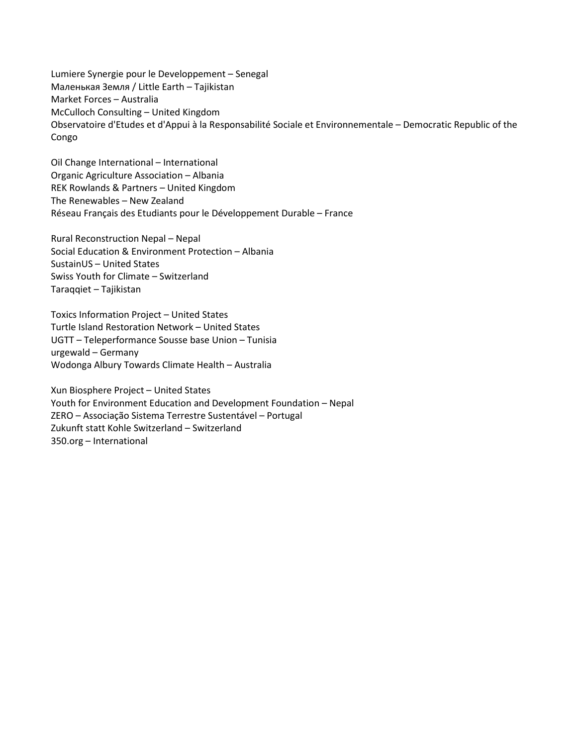Lumiere Synergie pour le Developpement – Senegal
Маленькая Земля / Little Earth – Tajikistan
Market Forces – Australia
McCulloch Consulting – United Kingdom
Observatoire d'Etudes et d'Appui à la Responsabilité Sociale et Environnementale – Democratic Republic of the Congo

Oil Change International – International
Organic Agriculture Association – Albania
REK Rowlands & Partners – United Kingdom
The Renewables – New Zealand
Réseau Français des Etudiants pour le Développement Durable – France

Rural Reconstruction Nepal – Nepal
Social Education & Environment Protection – Albania
SustainUS – United States
Swiss Youth for Climate – Switzerland
Taraqqiet – Tajikistan

Toxics Information Project – United States
Turtle Island Restoration Network – United States
UGTT – Teleperformance Sousse base Union – Tunisia
urgewald – Germany
Wodonga Albury Towards Climate Health – Australia

Xun Biosphere Project – United States
Youth for Environment Education and Development Foundation – Nepal
ZERO – Associação Sistema Terrestre Sustentável – Portugal
Zukunft statt Kohle Switzerland – Switzerland
350.org – International